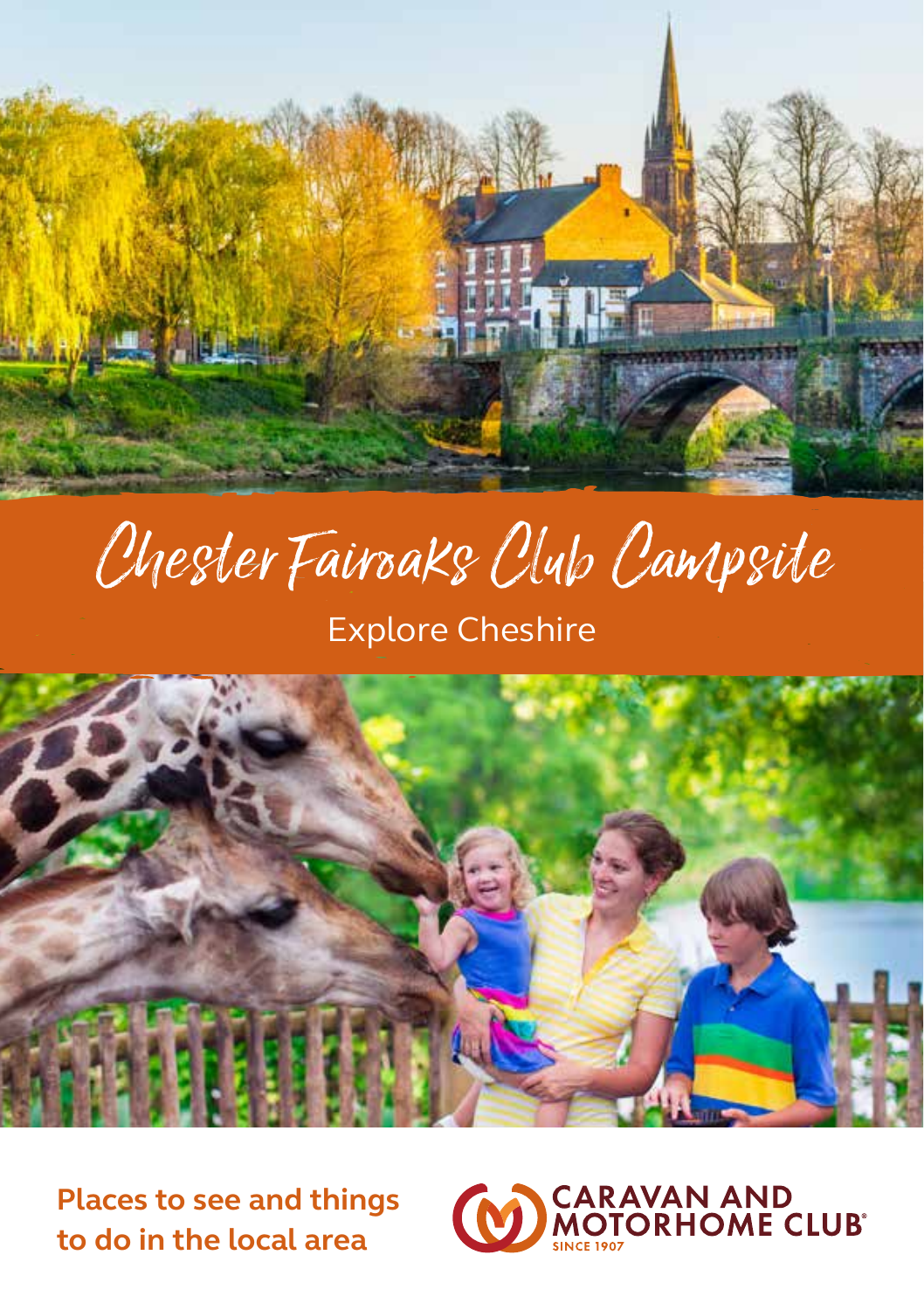# Chester Fairoaks Club Campsite

## Explore Cheshire

**Places to see and things to do in the local area**

CARAVAN AND MOTORHOME CLUB®
SINCE 1907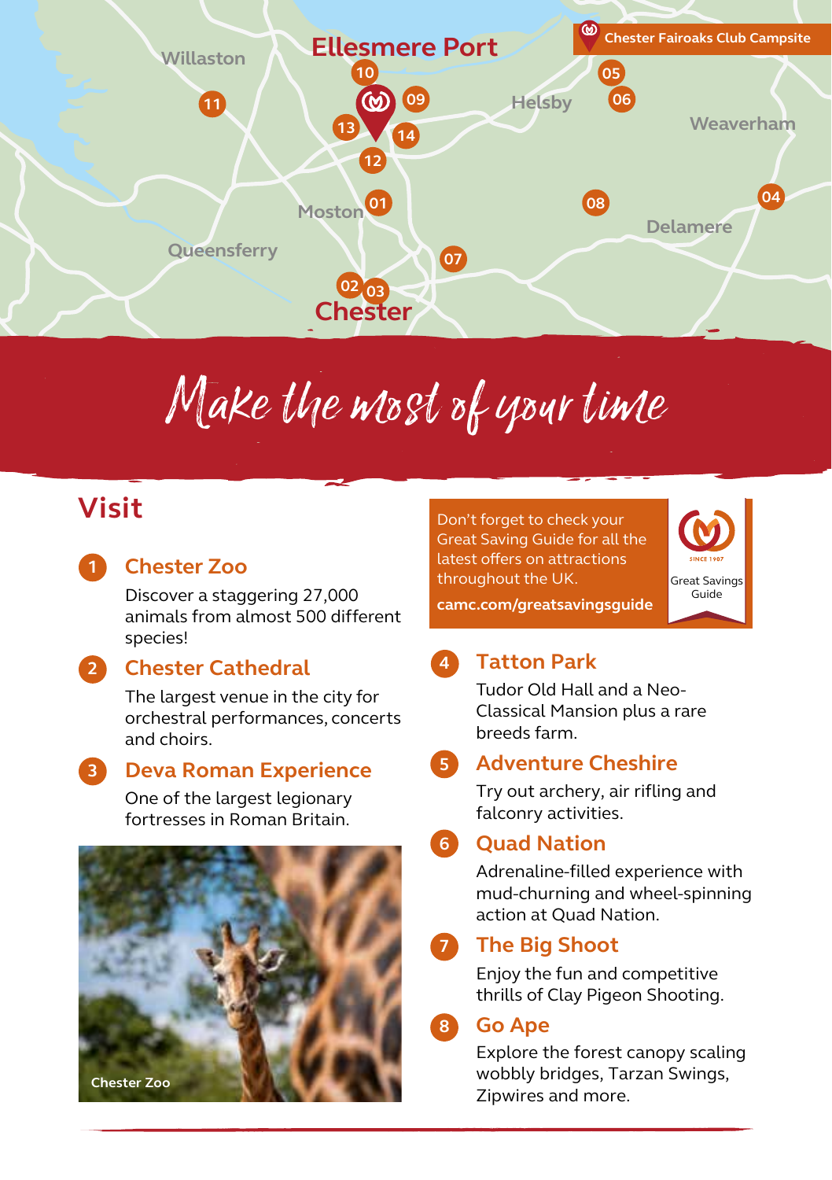# Make the most of your time

## Visit

### 1 Chester Zoo

Discover a staggering 27,000 animals from almost 500 different species!

### 2 Chester Cathedral

The largest venue in the city for orchestral performances, concerts and choirs.

### 3 Deva Roman Experience

One of the largest legionary fortresses in Roman Britain.

Chester Zoo

Don't forget to check your Great Saving Guide for all the latest offers on attractions throughout the UK.

**camc.com/greatsavingsguide**

Great Savings Guide

### 4 Tatton Park

Tudor Old Hall and a Neo-Classical Mansion plus a rare breeds farm.

### 5 Adventure Cheshire

Try out archery, air rifling and falconry activities.

### 6 Quad Nation

Adrenaline-filled experience with mud-churning and wheel-spinning action at Quad Nation.

### 7 The Big Shoot

Enjoy the fun and competitive thrills of Clay Pigeon Shooting.

### 8 Go Ape

Explore the forest canopy scaling wobbly bridges, Tarzan Swings, Zipwires and more.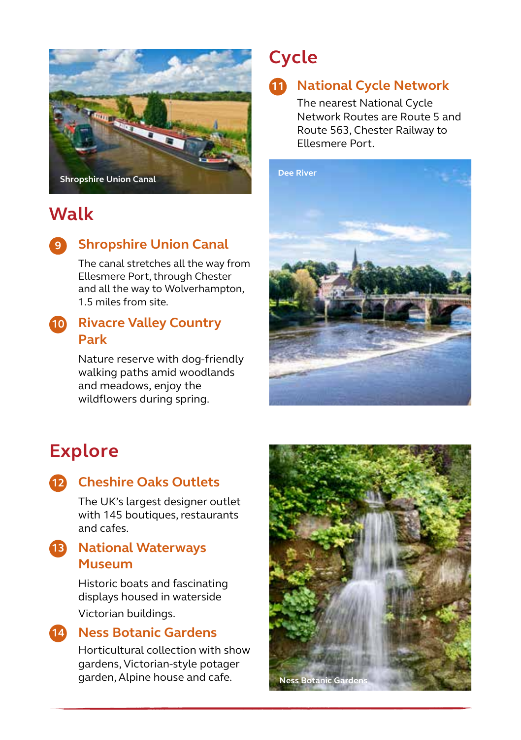## Walk

### 9 Shropshire Union Canal

The canal stretches all the way from Ellesmere Port, through Chester and all the way to Wolverhampton, 1.5 miles from site.

### 10 Rivacre Valley Country Park

Nature reserve with dog-friendly walking paths amid woodlands and meadows, enjoy the wildflowers during spring.

## Cycle

### 11 National Cycle Network

The nearest National Cycle Network Routes are Route 5 and Route 563, Chester Railway to Ellesmere Port.

## Explore

### 12 Cheshire Oaks Outlets

The UK's largest designer outlet with 145 boutiques, restaurants and cafes.

### 13 National Waterways Museum

Historic boats and fascinating displays housed in waterside Victorian buildings.

### 14 Ness Botanic Gardens

Horticultural collection with show gardens, Victorian-style potager garden, Alpine house and cafe.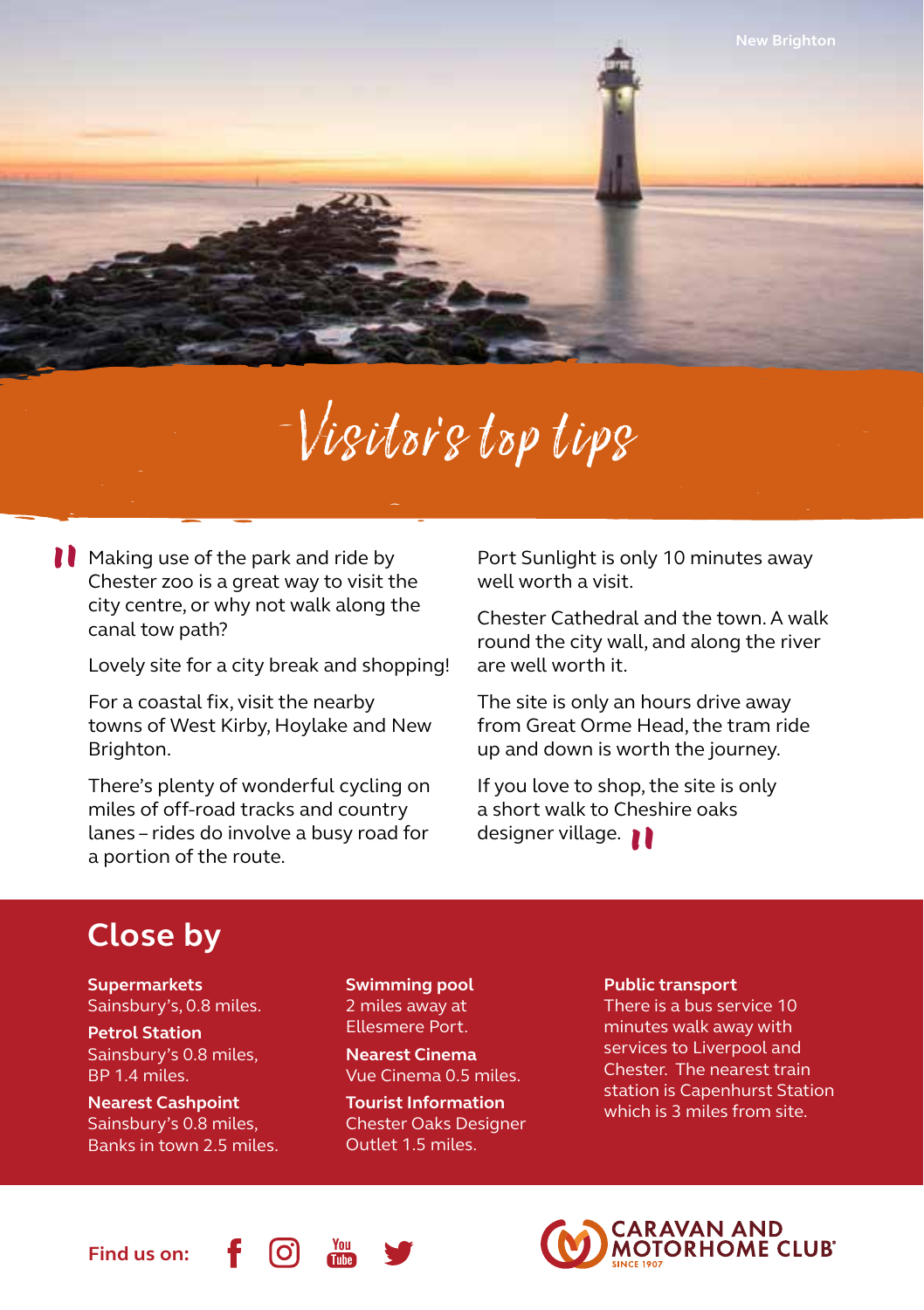New Brighton

# Visitor's top tips

"Making use of the park and ride by Chester zoo is a great way to visit the city centre, or why not walk along the canal tow path?

Lovely site for a city break and shopping!

For a coastal fix, visit the nearby towns of West Kirby, Hoylake and New Brighton.

There's plenty of wonderful cycling on miles of off-road tracks and country lanes – rides do involve a busy road for a portion of the route.

Port Sunlight is only 10 minutes away well worth a visit.

Chester Cathedral and the town. A walk round the city wall, and along the river are well worth it.

The site is only an hours drive away from Great Orme Head, the tram ride up and down is worth the journey.

If you love to shop, the site is only a short walk to Cheshire oaks designer village."

## Close by

**Supermarkets**
Sainsbury's, 0.8 miles.

**Petrol Station**
Sainsbury's 0.8 miles, BP 1.4 miles.

**Nearest Cashpoint**
Sainsbury's 0.8 miles, Banks in town 2.5 miles.

**Swimming pool**
2 miles away at Ellesmere Port.

**Nearest Cinema**
Vue Cinema 0.5 miles.

**Tourist Information**
Chester Oaks Designer Outlet 1.5 miles.

**Public transport**
There is a bus service 10 minutes walk away with services to Liverpool and Chester. The nearest train station is Capenhurst Station which is 3 miles from site.

**Find us on:**

CARAVAN AND MOTORHOME CLUB SINCE 1907